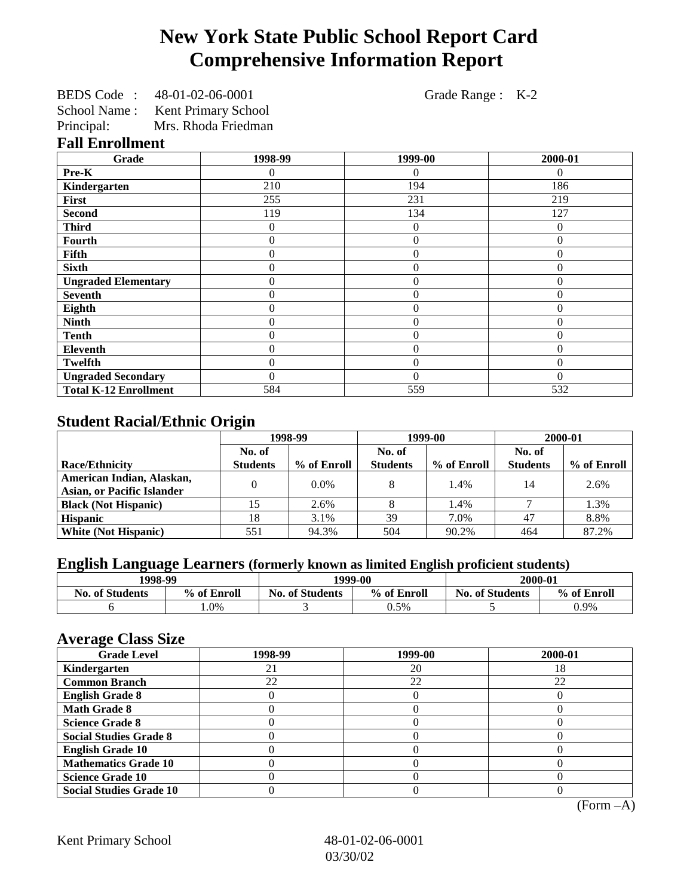# New York State Public School Report Card
# Comprehensive Information Report

BEDS Code : 48-01-02-06-0001 Grade Range : K-2

School Name : Kent Primary School

Principal: Mrs. Rhoda Friedman

## Fall Enrollment

| Grade | 1998-99 | 1999-00 | 2000-01 |
|---|---|---|---|
| Pre-K | 0 | 0 | 0 |
| Kindergarten | 210 | 194 | 186 |
| First | 255 | 231 | 219 |
| Second | 119 | 134 | 127 |
| Third | 0 | 0 | 0 |
| Fourth | 0 | 0 | 0 |
| Fifth | 0 | 0 | 0 |
| Sixth | 0 | 0 | 0 |
| Ungraded Elementary | 0 | 0 | 0 |
| Seventh | 0 | 0 | 0 |
| Eighth | 0 | 0 | 0 |
| Ninth | 0 | 0 | 0 |
| Tenth | 0 | 0 | 0 |
| Eleventh | 0 | 0 | 0 |
| Twelfth | 0 | 0 | 0 |
| Ungraded Secondary | 0 | 0 | 0 |
| Total K-12 Enrollment | 584 | 559 | 532 |

## Student Racial/Ethnic Origin

| | 1998-99 | | 1999-00 | | 2000-01 | |
|---|---|---|---|---|---|---|
| Race/Ethnicity | No. of Students | % of Enroll | No. of Students | % of Enroll | No. of Students | % of Enroll |
| American Indian, Alaskan, Asian, or Pacific Islander | 0 | 0.0% | 8 | 1.4% | 14 | 2.6% |
| Black (Not Hispanic) | 15 | 2.6% | 8 | 1.4% | 7 | 1.3% |
| Hispanic | 18 | 3.1% | 39 | 7.0% | 47 | 8.8% |
| White (Not Hispanic) | 551 | 94.3% | 504 | 90.2% | 464 | 87.2% |

## English Language Learners (formerly known as limited English proficient students)

| 1998-99 | | 1999-00 | | 2000-01 | |
|---|---|---|---|---|---|
| No. of Students | % of Enroll | No. of Students | % of Enroll | No. of Students | % of Enroll |
| 6 | 1.0% | 3 | 0.5% | 5 | 0.9% |

## Average Class Size

| Grade Level | 1998-99 | 1999-00 | 2000-01 |
|---|---|---|---|
| Kindergarten | 21 | 20 | 18 |
| Common Branch | 22 | 22 | 22 |
| English Grade 8 | 0 | 0 | 0 |
| Math Grade 8 | 0 | 0 | 0 |
| Science Grade 8 | 0 | 0 | 0 |
| Social Studies Grade 8 | 0 | 0 | 0 |
| English Grade 10 | 0 | 0 | 0 |
| Mathematics Grade 10 | 0 | 0 | 0 |
| Science Grade 10 | 0 | 0 | 0 |
| Social Studies Grade 10 | 0 | 0 | 0 |

(Form –A)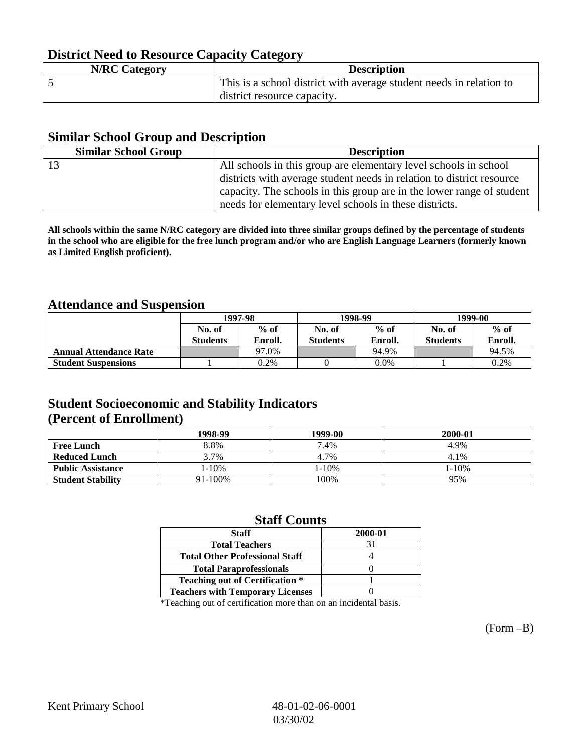## District Need to Resource Capacity Category

| N/RC Category | Description |
|---|---|
| 5 | This is a school district with average student needs in relation to district resource capacity. |

## Similar School Group and Description

| Similar School Group | Description |
|---|---|
| 13 | All schools in this group are elementary level schools in school districts with average student needs in relation to district resource capacity. The schools in this group are in the lower range of student needs for elementary level schools in these districts. |

**All schools within the same N/RC category are divided into three similar groups defined by the percentage of students in the school who are eligible for the free lunch program and/or who are English Language Learners (formerly known as Limited English proficient).**

## Attendance and Suspension

| | 1997-98 | | 1998-99 | | 1999-00 | |
|---|---|---|---|---|---|---|
| | No. of Students | % of Enroll. | No. of Students | % of Enroll. | No. of Students | % of Enroll. |
| **Annual Attendance Rate** | | 97.0% | | 94.9% | | 94.5% |
| **Student Suspensions** | 1 | 0.2% | 0 | 0.0% | 1 | 0.2% |

## Student Socioeconomic and Stability Indicators (Percent of Enrollment)

| | 1998-99 | 1999-00 | 2000-01 |
|---|---|---|---|
| **Free Lunch** | 8.8% | 7.4% | 4.9% |
| **Reduced Lunch** | 3.7% | 4.7% | 4.1% |
| **Public Assistance** | 1-10% | 1-10% | 1-10% |
| **Student Stability** | 91-100% | 100% | 95% |

## Staff Counts

| Staff | 2000-01 |
|---|---|
| Total Teachers | 31 |
| Total Other Professional Staff | 4 |
| Total Paraprofessionals | 0 |
| Teaching out of Certification * | 1 |
| Teachers with Temporary Licenses | 0 |

*Teaching out of certification more than on an incidental basis.

(Form –B)

Kent Primary School 48-01-02-06-0001 03/30/02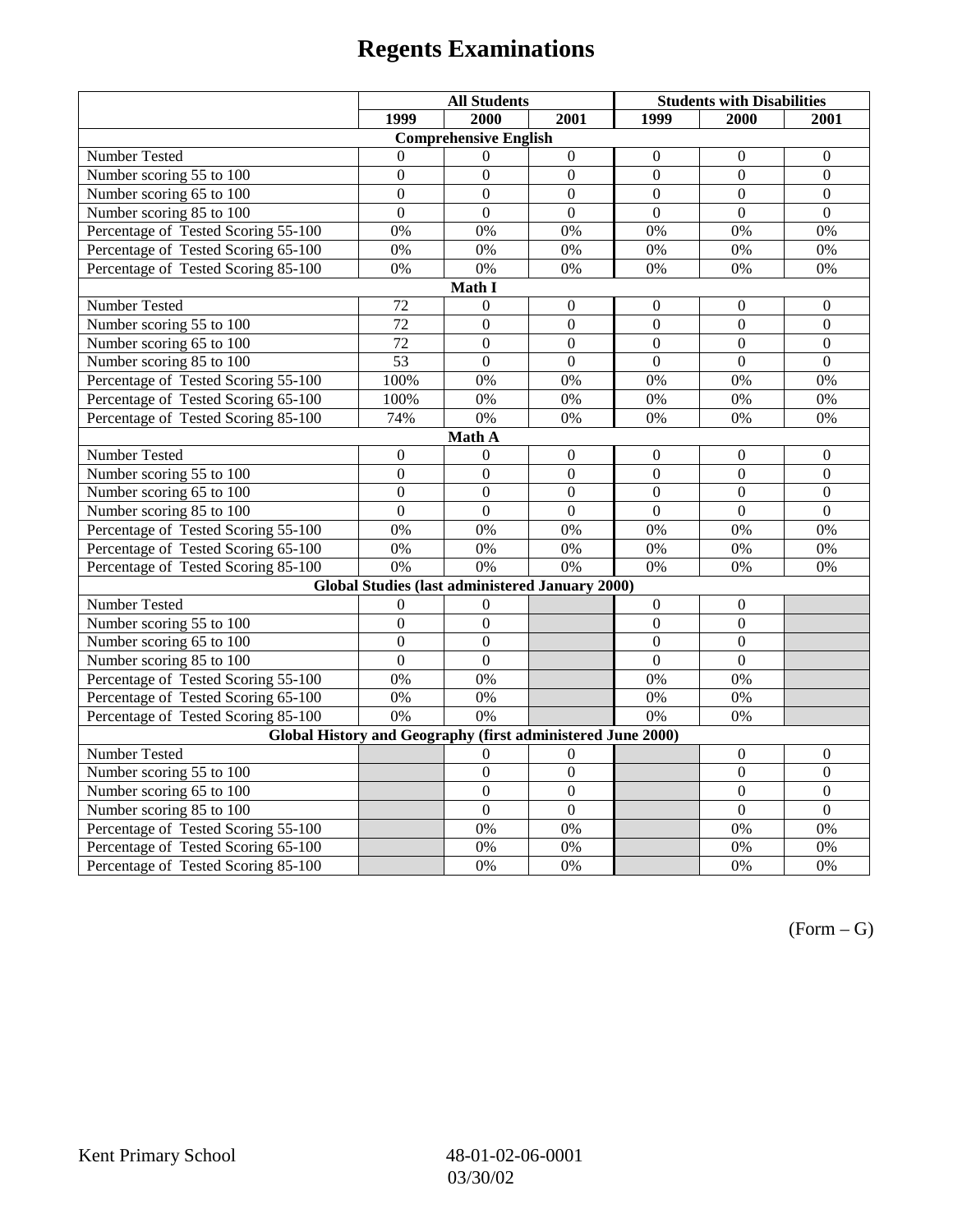# Regents Examinations

| | All Students | | | Students with Disabilities | | |
|---|---|---|---|---|---|---|
| | 1999 | 2000 | 2001 | 1999 | 2000 | 2001 |
| **Comprehensive English** | | | | | | |
| Number Tested | 0 | 0 | 0 | 0 | 0 | 0 |
| Number scoring 55 to 100 | 0 | 0 | 0 | 0 | 0 | 0 |
| Number scoring 65 to 100 | 0 | 0 | 0 | 0 | 0 | 0 |
| Number scoring 85 to 100 | 0 | 0 | 0 | 0 | 0 | 0 |
| Percentage of Tested Scoring 55-100 | 0% | 0% | 0% | 0% | 0% | 0% |
| Percentage of Tested Scoring 65-100 | 0% | 0% | 0% | 0% | 0% | 0% |
| Percentage of Tested Scoring 85-100 | 0% | 0% | 0% | 0% | 0% | 0% |
| **Math I** | | | | | | |
| Number Tested | 72 | 0 | 0 | 0 | 0 | 0 |
| Number scoring 55 to 100 | 72 | 0 | 0 | 0 | 0 | 0 |
| Number scoring 65 to 100 | 72 | 0 | 0 | 0 | 0 | 0 |
| Number scoring 85 to 100 | 53 | 0 | 0 | 0 | 0 | 0 |
| Percentage of Tested Scoring 55-100 | 100% | 0% | 0% | 0% | 0% | 0% |
| Percentage of Tested Scoring 65-100 | 100% | 0% | 0% | 0% | 0% | 0% |
| Percentage of Tested Scoring 85-100 | 74% | 0% | 0% | 0% | 0% | 0% |
| **Math A** | | | | | | |
| Number Tested | 0 | 0 | 0 | 0 | 0 | 0 |
| Number scoring 55 to 100 | 0 | 0 | 0 | 0 | 0 | 0 |
| Number scoring 65 to 100 | 0 | 0 | 0 | 0 | 0 | 0 |
| Number scoring 85 to 100 | 0 | 0 | 0 | 0 | 0 | 0 |
| Percentage of Tested Scoring 55-100 | 0% | 0% | 0% | 0% | 0% | 0% |
| Percentage of Tested Scoring 65-100 | 0% | 0% | 0% | 0% | 0% | 0% |
| Percentage of Tested Scoring 85-100 | 0% | 0% | 0% | 0% | 0% | 0% |
| **Global Studies (last administered January 2000)** | | | | | | |
| Number Tested | 0 | 0 | | 0 | 0 | |
| Number scoring 55 to 100 | 0 | 0 | | 0 | 0 | |
| Number scoring 65 to 100 | 0 | 0 | | 0 | 0 | |
| Number scoring 85 to 100 | 0 | 0 | | 0 | 0 | |
| Percentage of Tested Scoring 55-100 | 0% | 0% | | 0% | 0% | |
| Percentage of Tested Scoring 65-100 | 0% | 0% | | 0% | 0% | |
| Percentage of Tested Scoring 85-100 | 0% | 0% | | 0% | 0% | |
| **Global History and Geography (first administered June 2000)** | | | | | | |
| Number Tested | | 0 | 0 | | 0 | 0 |
| Number scoring 55 to 100 | | 0 | 0 | | 0 | 0 |
| Number scoring 65 to 100 | | 0 | 0 | | 0 | 0 |
| Number scoring 85 to 100 | | 0 | 0 | | 0 | 0 |
| Percentage of Tested Scoring 55-100 | | 0% | 0% | | 0% | 0% |
| Percentage of Tested Scoring 65-100 | | 0% | 0% | | 0% | 0% |
| Percentage of Tested Scoring 85-100 | | 0% | 0% | | 0% | 0% |

(Form – G)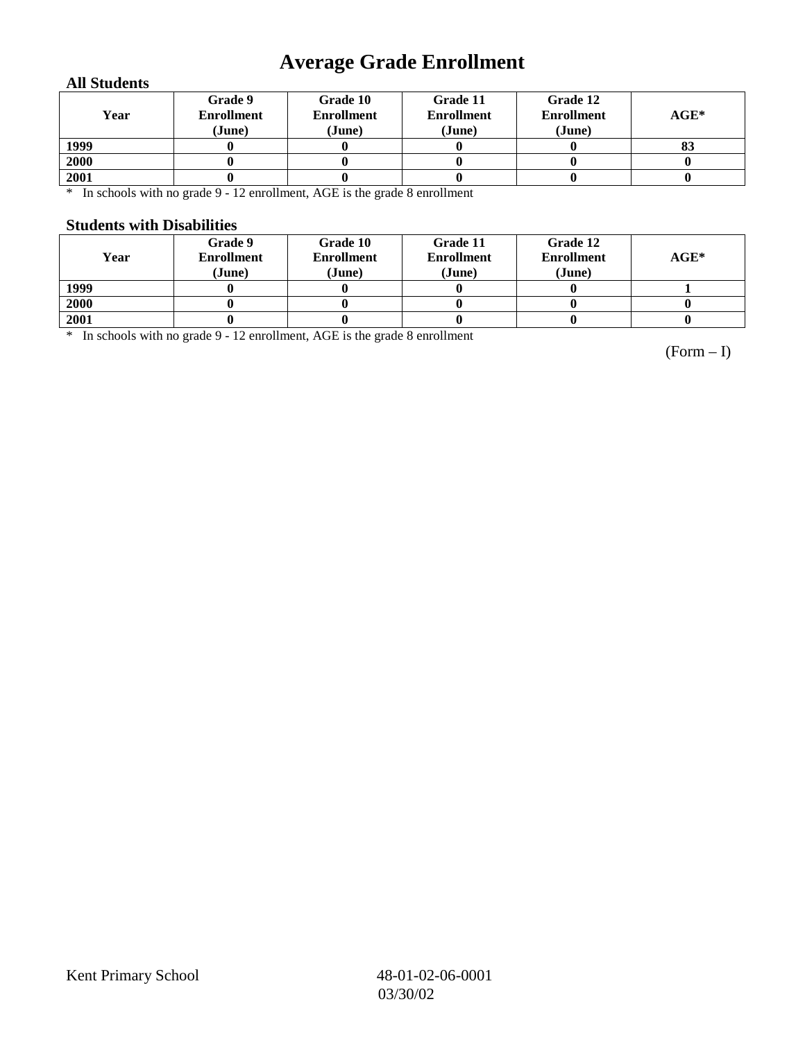# Average Grade Enrollment

### All Students

| Year | Grade 9 Enrollment (June) | Grade 10 Enrollment (June) | Grade 11 Enrollment (June) | Grade 12 Enrollment (June) | AGE* |
|---|---|---|---|---|---|
| 1999 | 0 | 0 | 0 | 0 | 83 |
| 2000 | 0 | 0 | 0 | 0 | 0 |
| 2001 | 0 | 0 | 0 | 0 | 0 |

* In schools with no grade 9 - 12 enrollment, AGE is the grade 8 enrollment

### Students with Disabilities

| Year | Grade 9 Enrollment (June) | Grade 10 Enrollment (June) | Grade 11 Enrollment (June) | Grade 12 Enrollment (June) | AGE* |
|---|---|---|---|---|---|
| 1999 | 0 | 0 | 0 | 0 | 1 |
| 2000 | 0 | 0 | 0 | 0 | 0 |
| 2001 | 0 | 0 | 0 | 0 | 0 |

* In schools with no grade 9 - 12 enrollment, AGE is the grade 8 enrollment

(Form – I)

Kent Primary School 48-01-02-06-0001 03/30/02